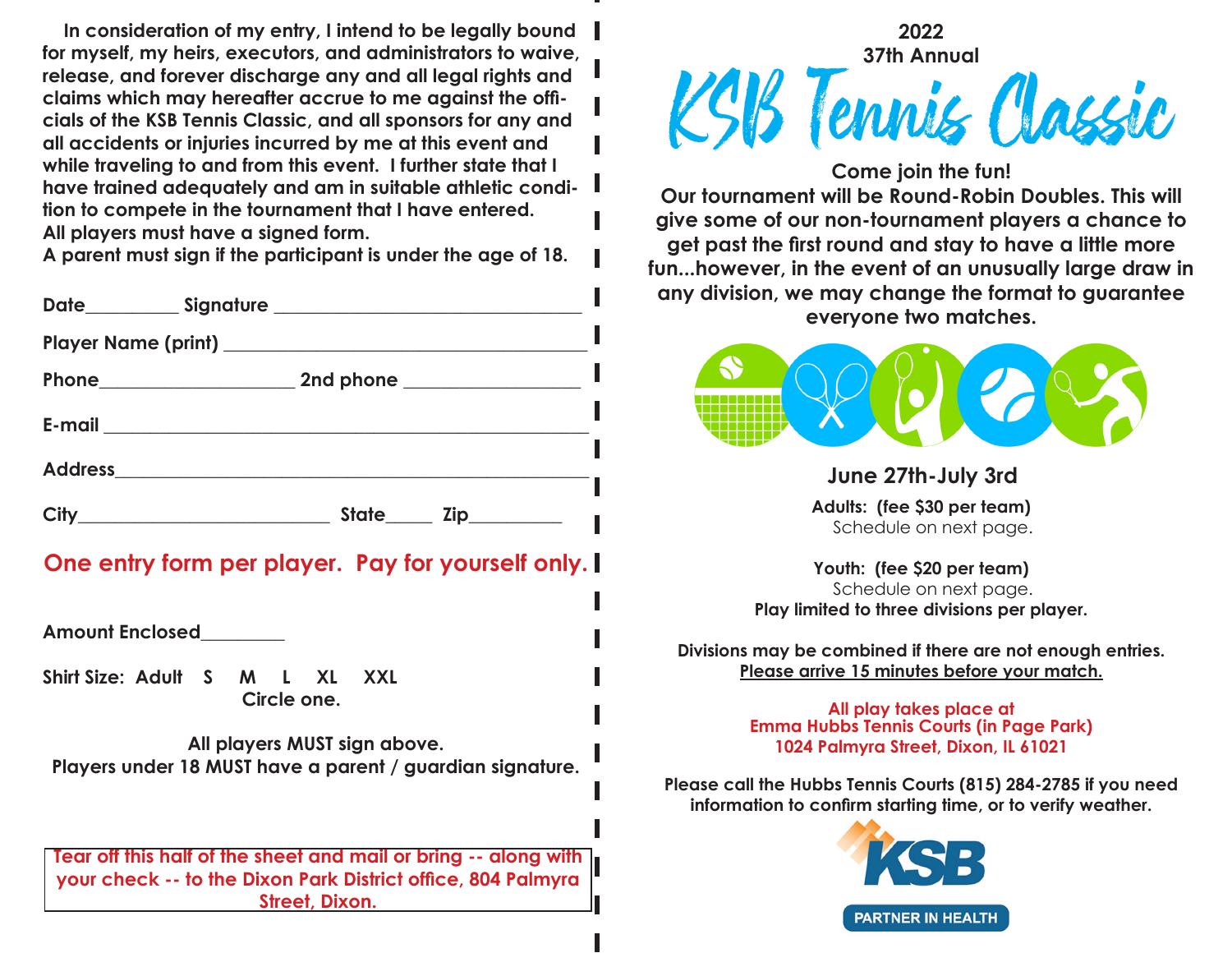In consideration of my entry, I intend to be legally bound for myself, my heirs, executors, and administrators to waive, release, and forever discharge any and all legal rights and claims which may hereafter accrue to me against the officials of the KSB Tennis Classic, and all sponsors for any and all accidents or injuries incurred by me at this event and while traveling to and from this event. I further state that I have trained adequately and am in suitable athletic condition to compete in the tournament that I have entered.
All players must have a signed form.
A parent must sign if the participant is under the age of 18.

Date_________ Signature ______________________________

Player Name (print) ___________________________________

Phone___________________ 2nd phone _________________

E-mail _______________________________________________

Address_______________________________________________

City________________________ State_____ Zip_________

**One entry form per player. Pay for yourself only.**

Amount Enclosed________

Shirt Size: Adult S M L XL XXL
Circle one.

All players MUST sign above.
Players under 18 MUST have a parent / guardian signature.

**Tear off this half of the sheet and mail or bring -- along with your check -- to the Dixon Park District office, 804 Palmyra Street, Dixon.**

2022
37th Annual

# KSB Tennis Classic

**Come join the fun!**
**Our tournament will be Round-Robin Doubles. This will give some of our non-tournament players a chance to get past the first round and stay to have a little more fun...however, in the event of an unusually large draw in any division, we may change the format to guarantee everyone two matches.**

## June 27th-July 3rd

**Adults: (fee $30 per team)**
Schedule on next page.

**Youth: (fee $20 per team)**
Schedule on next page.
**Play limited to three divisions per player.**

**Divisions may be combined if there are not enough entries.**
**Please arrive 15 minutes before your match.**

**All play takes place at**
**Emma Hubbs Tennis Courts (in Page Park)**
**1024 Palmyra Street, Dixon, IL 61021**

**Please call the Hubbs Tennis Courts (815) 284-2785 if you need information to confirm starting time, or to verify weather.**

KSB
PARTNER IN HEALTH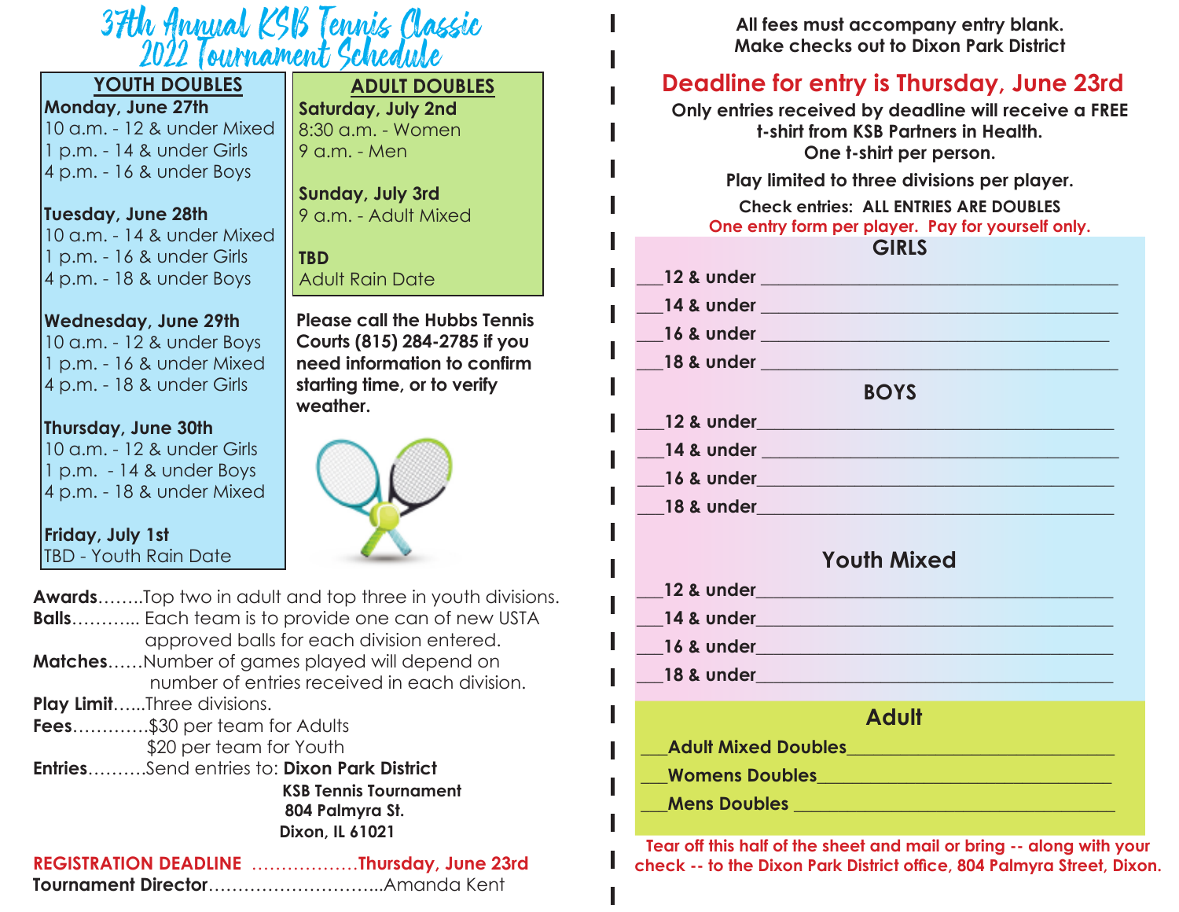# 37th Annual KSB Tennis Classic
## 2022 Tournament Schedule

### YOUTH DOUBLES

**Monday, June 27th**
10 a.m. - 12 & under Mixed
1 p.m. - 14 & under Girls
4 p.m. - 16 & under Boys

**Tuesday, June 28th**
10 a.m. - 14 & under Mixed
1 p.m. - 16 & under Girls
4 p.m. - 18 & under Boys

**Wednesday, June 29th**
10 a.m. - 12 & under Boys
1 p.m. - 16 & under Mixed
4 p.m. - 18 & under Girls

**Thursday, June 30th**
10 a.m. - 12 & under Girls
1 p.m. - 14 & under Boys
4 p.m. - 18 & under Mixed

**Friday, July 1st**
TBD - Youth Rain Date

### ADULT DOUBLES

**Saturday, July 2nd**
8:30 a.m. - Women
9 a.m. - Men

**Sunday, July 3rd**
9 a.m. - Adult Mixed

**TBD**
Adult Rain Date

**Please call the Hubbs Tennis Courts (815) 284-2785 if you need information to confirm starting time, or to verify weather.**

**Awards**........Top two in adult and top three in youth divisions.
**Balls**............ Each team is to provide one can of new USTA approved balls for each division entered.
**Matches**......Number of games played will depend on number of entries received in each division.
**Play Limit**......Three divisions.
**Fees**.............$30 per team for Adults
$20 per team for Youth
**Entries**..........Send entries to: **Dixon Park District**
**KSB Tennis Tournament**
**804 Palmyra St.**
**Dixon, IL 61021**

**REGISTRATION DEADLINE ..................Thursday, June 23rd**
**Tournament Director**.............................Amanda Kent

---

**All fees must accompany entry blank.**
**Make checks out to Dixon Park District**

## Deadline for entry is Thursday, June 23rd

**Only entries received by deadline will receive a FREE t-shirt from KSB Partners in Health.**
**One t-shirt per person.**

**Play limited to three divisions per player.**

**Check entries: ALL ENTRIES ARE DOUBLES**
**One entry form per player. Pay for yourself only.**

### GIRLS

___12 & under ______________________________
___14 & under ______________________________
___16 & under ______________________________
___18 & under ______________________________

### BOYS

___12 & under______________________________
___14 & under ______________________________
___16 & under______________________________
___18 & under______________________________

### Youth Mixed

___12 & under______________________________
___14 & under______________________________
___16 & under______________________________
___18 & under______________________________

### Adult

___Adult Mixed Doubles_________________________
___Womens Doubles____________________________
___Mens Doubles ______________________________

**Tear off this half of the sheet and mail or bring -- along with your check -- to the Dixon Park District office, 804 Palmyra Street, Dixon.**